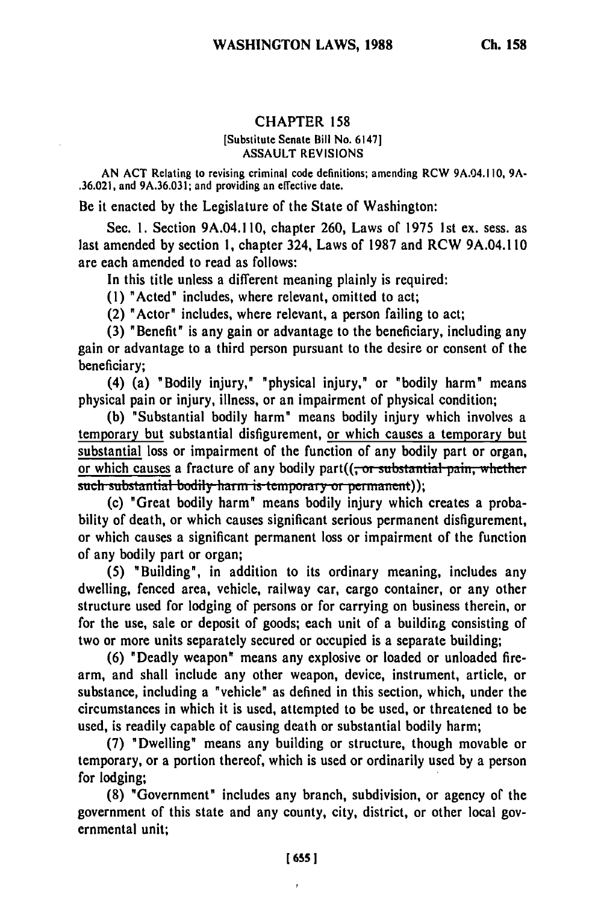# CHAPTER 158

[Substitute Senate Bill No. 6147]

ASSAULT REVISIONS

AN ACT Relating to revising criminal code definitions; amending RCW 9A.04.110, 9A-.36.021, and 9A.36.031; and providing an effective date.

Be it enacted by the Legislature of the State of Washington:

Sec. 1. Section 9A.04.110, chapter 260, Laws of 1975 1st ex. sess. as last amended by section 1, chapter 324, Laws of 1987 and RCW 9A.04.110 are each amended to read as follows:

In this title unless a different meaning plainly is required:

(1) "Acted" includes, where relevant, omitted to act;

(2) "Actor" includes, where relevant, a person failing to act;

(3) "Benefit" is any gain or advantage to the beneficiary, including any gain or advantage to a third person pursuant to the desire or consent of the beneficiary;

(4) (a) "Bodily injury," "physical injury," or "bodily harm" means physical pain or injury, illness, or an impairment of physical condition;

(b) "Substantial bodily harm" means bodily injury which involves a temporary but substantial disfigurement, or which causes a temporary but substantial loss or impairment of the function of any bodily part or organ, or which causes a fracture of any bodily part((~~, or substantial pain, whether such substantial bodily harm is temporary or permanent~~));

(c) "Great bodily harm" means bodily injury which creates a probability of death, or which causes significant serious permanent disfigurement, or which causes a significant permanent loss or impairment of the function of any bodily part or organ;

(5) "Building", in addition to its ordinary meaning, includes any dwelling, fenced area, vehicle, railway car, cargo container, or any other structure used for lodging of persons or for carrying on business therein, or for the use, sale or deposit of goods; each unit of a building consisting of two or more units separately secured or occupied is a separate building;

(6) "Deadly weapon" means any explosive or loaded or unloaded firearm, and shall include any other weapon, device, instrument, article, or substance, including a "vehicle" as defined in this section, which, under the circumstances in which it is used, attempted to be used, or threatened to be used, is readily capable of causing death or substantial bodily harm;

(7) "Dwelling" means any building or structure, though movable or temporary, or a portion thereof, which is used or ordinarily used by a person for lodging;

(8) "Government" includes any branch, subdivision, or agency of the government of this state and any county, city, district, or other local governmental unit;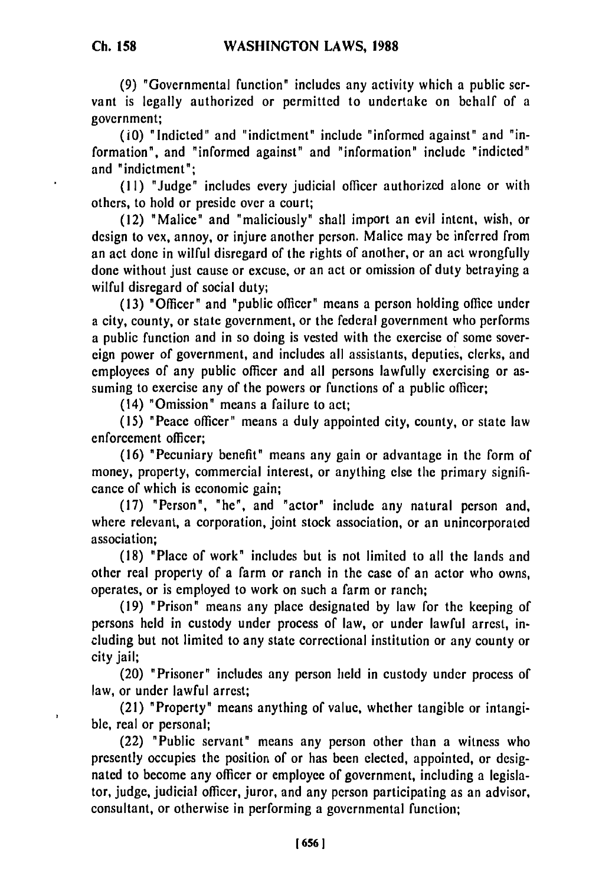(9) "Governmental function" includes any activity which a public servant is legally authorized or permitted to undertake on behalf of a government;

(10) "Indicted" and "indictment" include "informed against" and "information", and "informed against" and "information" include "indicted" and "indictment";

(11) "Judge" includes every judicial officer authorized alone or with others, to hold or preside over a court;

(12) "Malice" and "maliciously" shall import an evil intent, wish, or design to vex, annoy, or injure another person. Malice may be inferred from an act done in wilful disregard of the rights of another, or an act wrongfully done without just cause or excuse, or an act or omission of duty betraying a wilful disregard of social duty;

(13) "Officer" and "public officer" means a person holding office under a city, county, or state government, or the federal government who performs a public function and in so doing is vested with the exercise of some sovereign power of government, and includes all assistants, deputies, clerks, and employees of any public officer and all persons lawfully exercising or assuming to exercise any of the powers or functions of a public officer;

(14) "Omission" means a failure to act;

(15) "Peace officer" means a duly appointed city, county, or state law enforcement officer;

(16) "Pecuniary benefit" means any gain or advantage in the form of money, property, commercial interest, or anything else the primary significance of which is economic gain;

(17) "Person", "he", and "actor" include any natural person and, where relevant, a corporation, joint stock association, or an unincorporated association;

(18) "Place of work" includes but is not limited to all the lands and other real property of a farm or ranch in the case of an actor who owns, operates, or is employed to work on such a farm or ranch;

(19) "Prison" means any place designated by law for the keeping of persons held in custody under process of law, or under lawful arrest, including but not limited to any state correctional institution or any county or city jail;

(20) "Prisoner" includes any person held in custody under process of law, or under lawful arrest;

(21) "Property" means anything of value, whether tangible or intangible, real or personal;

(22) "Public servant" means any person other than a witness who presently occupies the position of or has been elected, appointed, or designated to become any officer or employee of government, including a legislator, judge, judicial officer, juror, and any person participating as an advisor, consultant, or otherwise in performing a governmental function;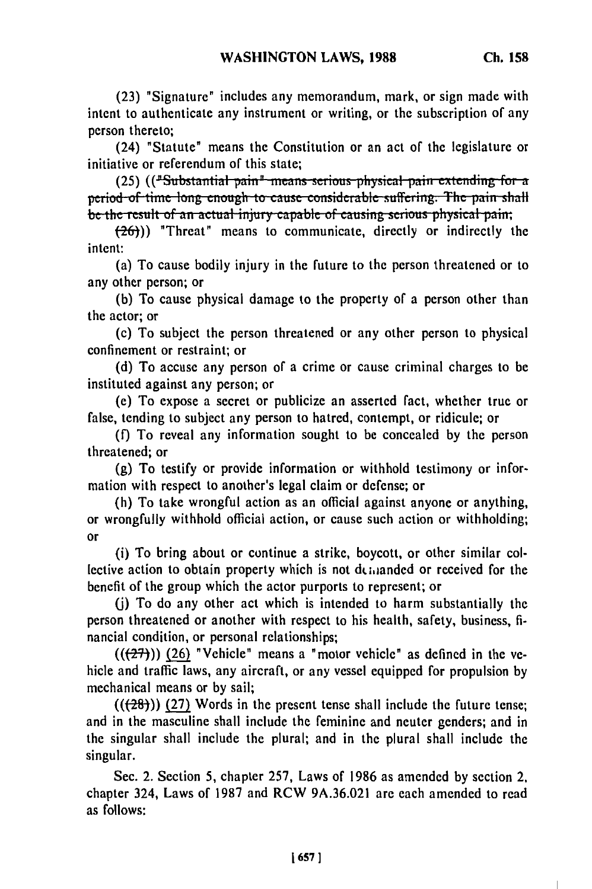(23) "Signature" includes any memorandum, mark, or sign made with intent to authenticate any instrument or writing, or the subscription of any person thereto;

(24) "Statute" means the Constitution or an act of the legislature or initiative or referendum of this state;

(25) ((~~"Substantial pain" means serious physical pain extending for a period of time long enough to cause considerable suffering. The pain shall be the result of an actual injury capable of causing serious physical pain;~~

~~(26)~~)) "Threat" means to communicate, directly or indirectly the intent:

(a) To cause bodily injury in the future to the person threatened or to any other person; or

(b) To cause physical damage to the property of a person other than the actor; or

(c) To subject the person threatened or any other person to physical confinement or restraint; or

(d) To accuse any person of a crime or cause criminal charges to be instituted against any person; or

(e) To expose a secret or publicize an asserted fact, whether true or false, tending to subject any person to hatred, contempt, or ridicule; or

(f) To reveal any information sought to be concealed by the person threatened; or

(g) To testify or provide information or withhold testimony or information with respect to another's legal claim or defense; or

(h) To take wrongful action as an official against anyone or anything, or wrongfully withhold official action, or cause such action or withholding; or

(i) To bring about or continue a strike, boycott, or other similar collective action to obtain property which is not demanded or received for the benefit of the group which the actor purports to represent; or

(j) To do any other act which is intended to harm substantially the person threatened or another with respect to his health, safety, business, financial condition, or personal relationships;

((~~(27)~~)) <u>(26)</u> "Vehicle" means a "motor vehicle" as defined in the vehicle and traffic laws, any aircraft, or any vessel equipped for propulsion by mechanical means or by sail;

((~~(28)~~)) <u>(27)</u> Words in the present tense shall include the future tense; and in the masculine shall include the feminine and neuter genders; and in the singular shall include the plural; and in the plural shall include the singular.

Sec. 2. Section 5, chapter 257, Laws of 1986 as amended by section 2, chapter 324, Laws of 1987 and RCW 9A.36.021 are each amended to read as follows: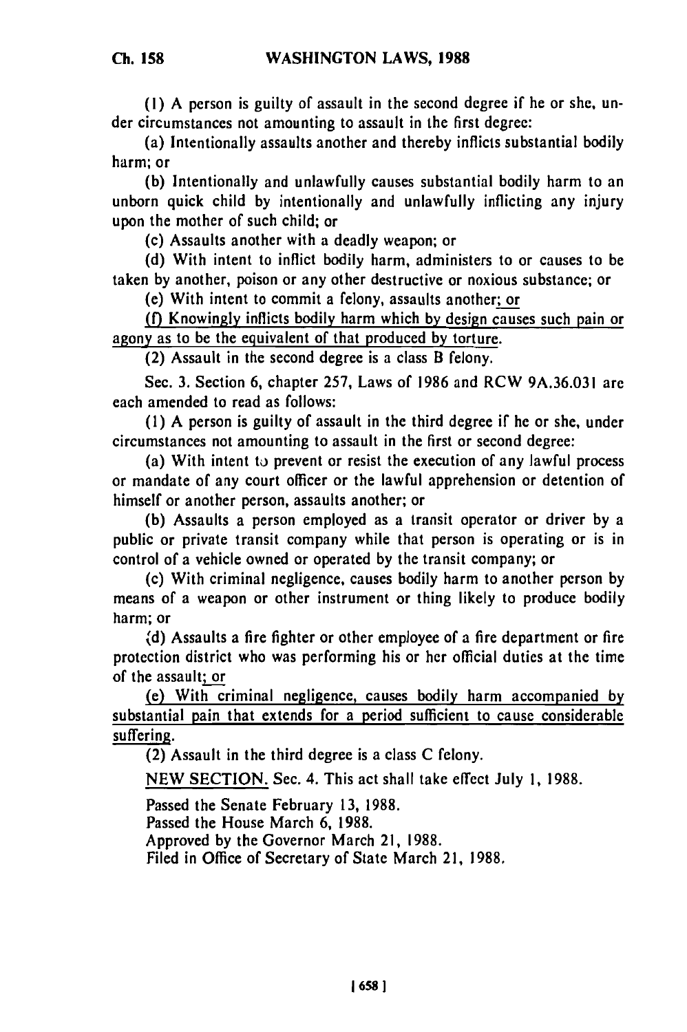(1) A person is guilty of assault in the second degree if he or she, under circumstances not amounting to assault in the first degree:

(a) Intentionally assaults another and thereby inflicts substantial bodily harm; or

(b) Intentionally and unlawfully causes substantial bodily harm to an unborn quick child by intentionally and unlawfully inflicting any injury upon the mother of such child; or

(c) Assaults another with a deadly weapon; or

(d) With intent to inflict bodily harm, administers to or causes to be taken by another, poison or any other destructive or noxious substance; or

(e) With intent to commit a felony, assaults another; or

(f) Knowingly inflicts bodily harm which by design causes such pain or agony as to be the equivalent of that produced by torture.

(2) Assault in the second degree is a class B felony.

Sec. 3. Section 6, chapter 257, Laws of 1986 and RCW 9A.36.031 are each amended to read as follows:

(1) A person is guilty of assault in the third degree if he or she, under circumstances not amounting to assault in the first or second degree:

(a) With intent to prevent or resist the execution of any lawful process or mandate of any court officer or the lawful apprehension or detention of himself or another person, assaults another; or

(b) Assaults a person employed as a transit operator or driver by a public or private transit company while that person is operating or is in control of a vehicle owned or operated by the transit company; or

(c) With criminal negligence, causes bodily harm to another person by means of a weapon or other instrument or thing likely to produce bodily harm; or

(d) Assaults a fire fighter or other employee of a fire department or fire protection district who was performing his or her official duties at the time of the assault; or

(e) With criminal negligence, causes bodily harm accompanied by substantial pain that extends for a period sufficient to cause considerable suffering.

(2) Assault in the third degree is a class C felony.

NEW SECTION. Sec. 4. This act shall take effect July 1, 1988.

Passed the Senate February 13, 1988.

Passed the House March 6, 1988.

Approved by the Governor March 21, 1988.

Filed in Office of Secretary of State March 21, 1988.